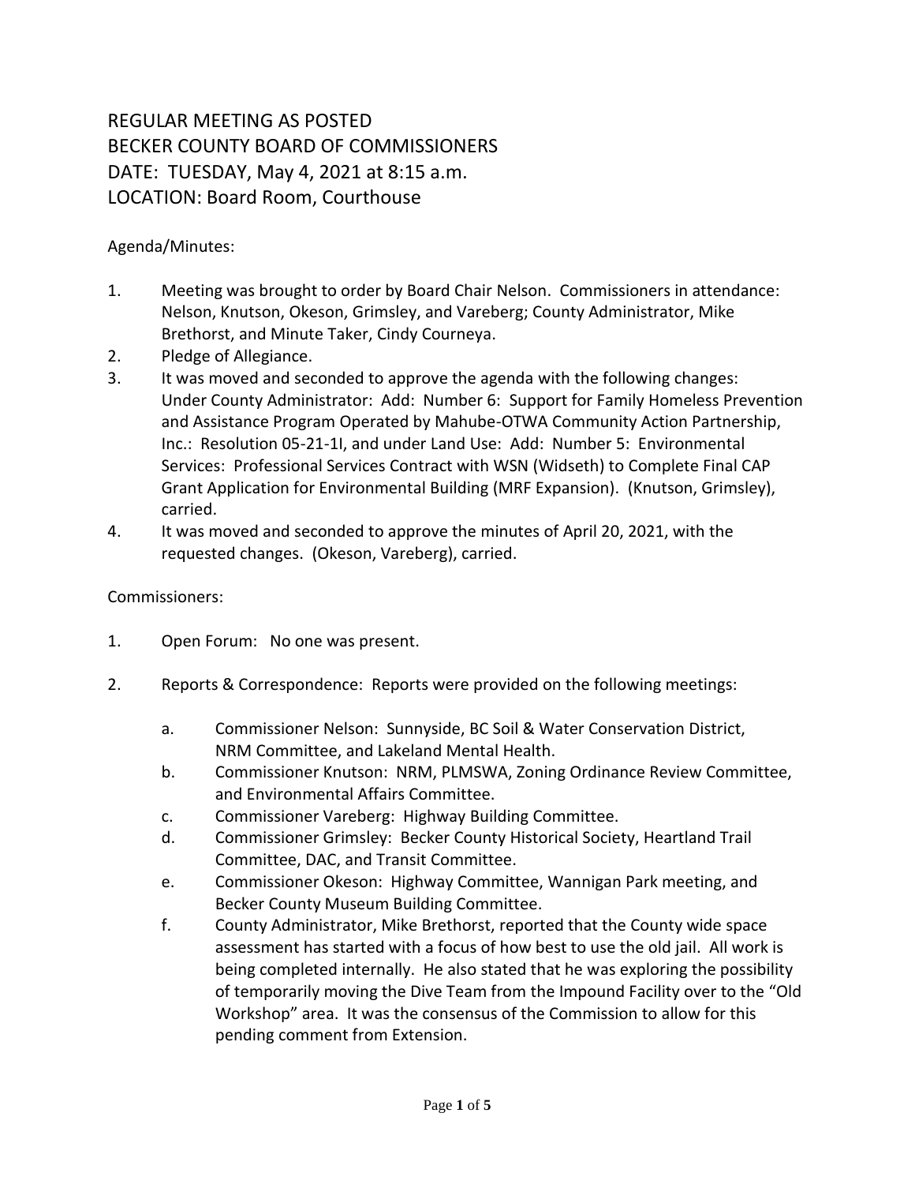# REGULAR MEETING AS POSTED
# BECKER COUNTY BOARD OF COMMISSIONERS
# DATE: TUESDAY, May 4, 2021 at 8:15 a.m.
# LOCATION: Board Room, Courthouse

Agenda/Minutes:

1. Meeting was brought to order by Board Chair Nelson. Commissioners in attendance: Nelson, Knutson, Okeson, Grimsley, and Vareberg; County Administrator, Mike Brethorst, and Minute Taker, Cindy Courneya.
2. Pledge of Allegiance.
3. It was moved and seconded to approve the agenda with the following changes: Under County Administrator: Add: Number 6: Support for Family Homeless Prevention and Assistance Program Operated by Mahube-OTWA Community Action Partnership, Inc.: Resolution 05-21-1I, and under Land Use: Add: Number 5: Environmental Services: Professional Services Contract with WSN (Widseth) to Complete Final CAP Grant Application for Environmental Building (MRF Expansion). (Knutson, Grimsley), carried.
4. It was moved and seconded to approve the minutes of April 20, 2021, with the requested changes. (Okeson, Vareberg), carried.

Commissioners:

1. Open Forum: No one was present.

2. Reports & Correspondence: Reports were provided on the following meetings:

   a. Commissioner Nelson: Sunnyside, BC Soil & Water Conservation District, NRM Committee, and Lakeland Mental Health.
   b. Commissioner Knutson: NRM, PLMSWA, Zoning Ordinance Review Committee, and Environmental Affairs Committee.
   c. Commissioner Vareberg: Highway Building Committee.
   d. Commissioner Grimsley: Becker County Historical Society, Heartland Trail Committee, DAC, and Transit Committee.
   e. Commissioner Okeson: Highway Committee, Wannigan Park meeting, and Becker County Museum Building Committee.
   f. County Administrator, Mike Brethorst, reported that the County wide space assessment has started with a focus of how best to use the old jail. All work is being completed internally. He also stated that he was exploring the possibility of temporarily moving the Dive Team from the Impound Facility over to the "Old Workshop" area. It was the consensus of the Commission to allow for this pending comment from Extension.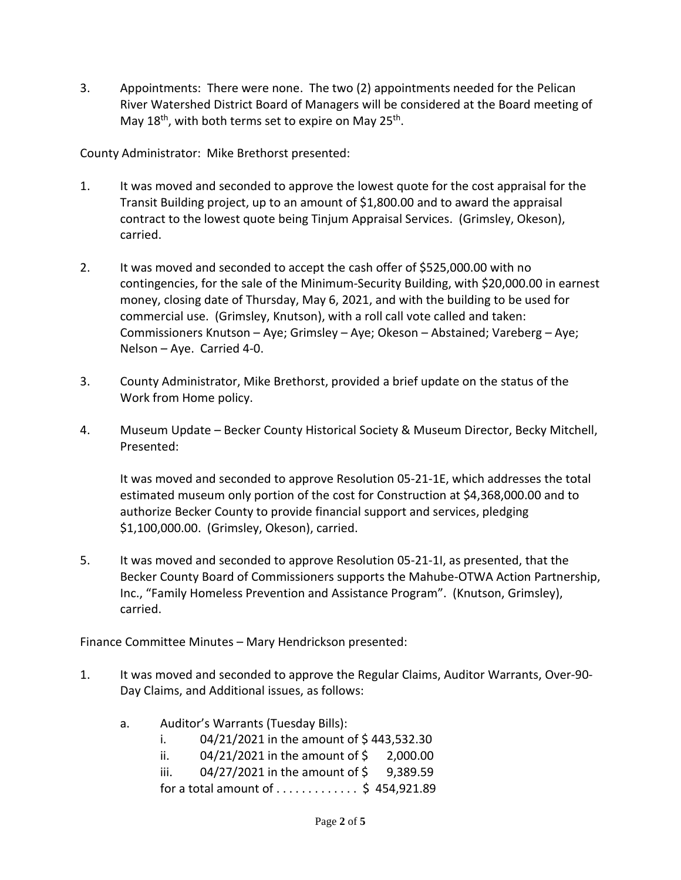3. Appointments: There were none. The two (2) appointments needed for the Pelican River Watershed District Board of Managers will be considered at the Board meeting of May 18th, with both terms set to expire on May 25th.

County Administrator: Mike Brethorst presented:

1. It was moved and seconded to approve the lowest quote for the cost appraisal for the Transit Building project, up to an amount of $1,800.00 and to award the appraisal contract to the lowest quote being Tinjum Appraisal Services. (Grimsley, Okeson), carried.

2. It was moved and seconded to accept the cash offer of $525,000.00 with no contingencies, for the sale of the Minimum-Security Building, with $20,000.00 in earnest money, closing date of Thursday, May 6, 2021, and with the building to be used for commercial use. (Grimsley, Knutson), with a roll call vote called and taken: Commissioners Knutson – Aye; Grimsley – Aye; Okeson – Abstained; Vareberg – Aye; Nelson – Aye. Carried 4-0.

3. County Administrator, Mike Brethorst, provided a brief update on the status of the Work from Home policy.

4. Museum Update – Becker County Historical Society & Museum Director, Becky Mitchell, Presented:

   It was moved and seconded to approve Resolution 05-21-1E, which addresses the total estimated museum only portion of the cost for Construction at $4,368,000.00 and to authorize Becker County to provide financial support and services, pledging $1,100,000.00. (Grimsley, Okeson), carried.

5. It was moved and seconded to approve Resolution 05-21-1I, as presented, that the Becker County Board of Commissioners supports the Mahube-OTWA Action Partnership, Inc., "Family Homeless Prevention and Assistance Program". (Knutson, Grimsley), carried.

Finance Committee Minutes – Mary Hendrickson presented:

1. It was moved and seconded to approve the Regular Claims, Auditor Warrants, Over-90-Day Claims, and Additional issues, as follows:

   a. Auditor's Warrants (Tuesday Bills):
      i. 04/21/2021 in the amount of $ 443,532.30
      ii. 04/21/2021 in the amount of $ 2,000.00
      iii. 04/27/2021 in the amount of $ 9,389.59
      
      for a total amount of . . . . . . . . . . . . $ 454,921.89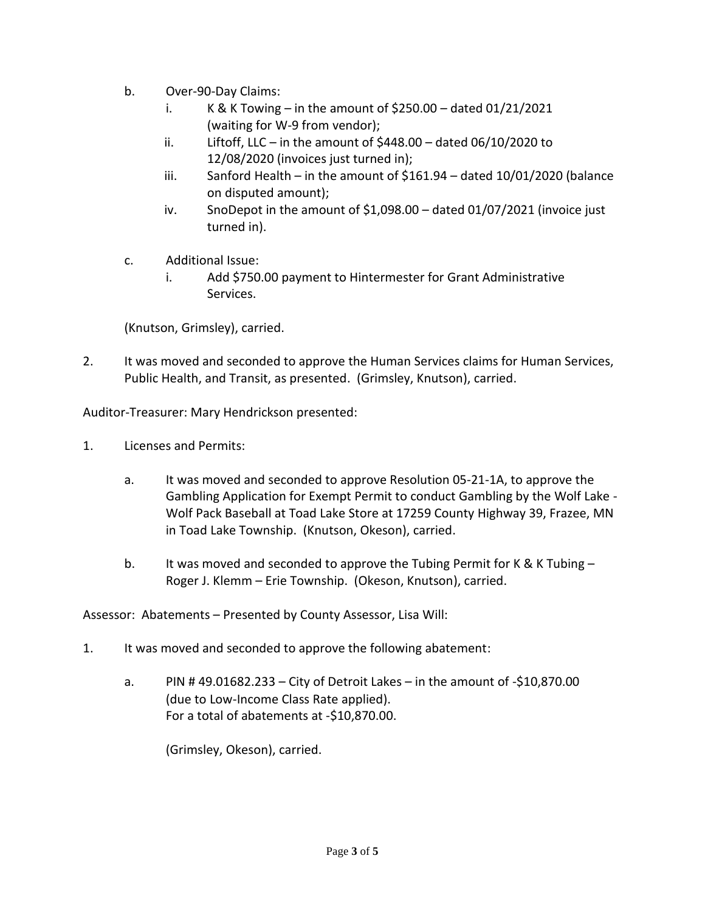b. Over-90-Day Claims:
   i. K & K Towing – in the amount of $250.00 – dated 01/21/2021 (waiting for W-9 from vendor);
   ii. Liftoff, LLC – in the amount of $448.00 – dated 06/10/2020 to 12/08/2020 (invoices just turned in);
   iii. Sanford Health – in the amount of $161.94 – dated 10/01/2020 (balance on disputed amount);
   iv. SnoDepot in the amount of $1,098.00 – dated 01/07/2021 (invoice just turned in).

c. Additional Issue:
   i. Add $750.00 payment to Hintermester for Grant Administrative Services.

(Knutson, Grimsley), carried.

2. It was moved and seconded to approve the Human Services claims for Human Services, Public Health, and Transit, as presented. (Grimsley, Knutson), carried.

Auditor-Treasurer: Mary Hendrickson presented:

1. Licenses and Permits:

   a. It was moved and seconded to approve Resolution 05-21-1A, to approve the Gambling Application for Exempt Permit to conduct Gambling by the Wolf Lake - Wolf Pack Baseball at Toad Lake Store at 17259 County Highway 39, Frazee, MN in Toad Lake Township. (Knutson, Okeson), carried.

   b. It was moved and seconded to approve the Tubing Permit for K & K Tubing – Roger J. Klemm – Erie Township. (Okeson, Knutson), carried.

Assessor: Abatements – Presented by County Assessor, Lisa Will:

1. It was moved and seconded to approve the following abatement:

   a. PIN # 49.01682.233 – City of Detroit Lakes – in the amount of -$10,870.00 (due to Low-Income Class Rate applied).
   For a total of abatements at -$10,870.00.

   (Grimsley, Okeson), carried.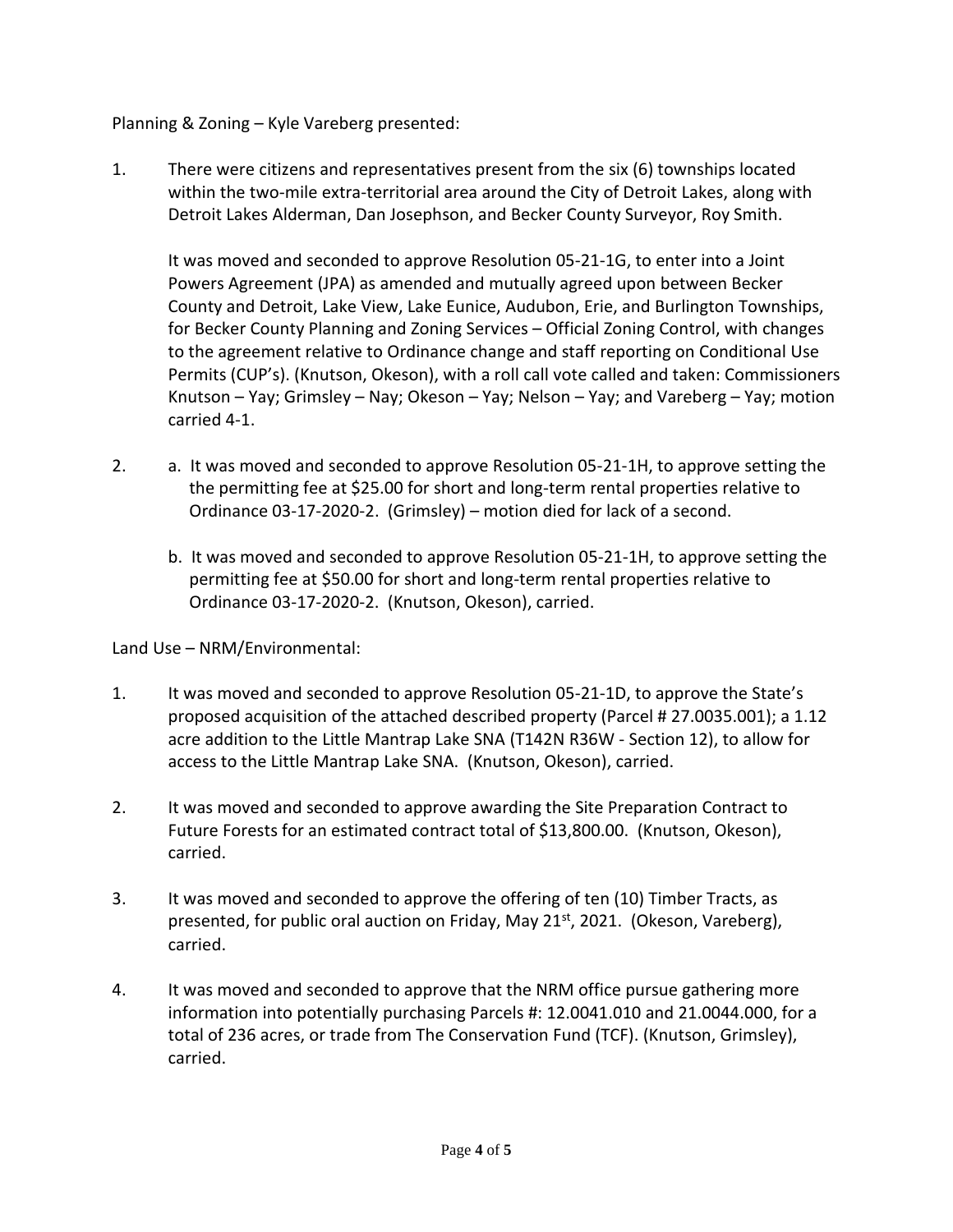Planning & Zoning – Kyle Vareberg presented:

1. There were citizens and representatives present from the six (6) townships located within the two-mile extra-territorial area around the City of Detroit Lakes, along with Detroit Lakes Alderman, Dan Josephson, and Becker County Surveyor, Roy Smith.

   It was moved and seconded to approve Resolution 05-21-1G, to enter into a Joint Powers Agreement (JPA) as amended and mutually agreed upon between Becker County and Detroit, Lake View, Lake Eunice, Audubon, Erie, and Burlington Townships, for Becker County Planning and Zoning Services – Official Zoning Control, with changes to the agreement relative to Ordinance change and staff reporting on Conditional Use Permits (CUP's). (Knutson, Okeson), with a roll call vote called and taken: Commissioners Knutson – Yay; Grimsley – Nay; Okeson – Yay; Nelson – Yay; and Vareberg – Yay; motion carried 4-1.

2. a. It was moved and seconded to approve Resolution 05-21-1H, to approve setting the the permitting fee at $25.00 for short and long-term rental properties relative to Ordinance 03-17-2020-2. (Grimsley) – motion died for lack of a second.

   b. It was moved and seconded to approve Resolution 05-21-1H, to approve setting the permitting fee at $50.00 for short and long-term rental properties relative to Ordinance 03-17-2020-2. (Knutson, Okeson), carried.

Land Use – NRM/Environmental:

1. It was moved and seconded to approve Resolution 05-21-1D, to approve the State's proposed acquisition of the attached described property (Parcel # 27.0035.001); a 1.12 acre addition to the Little Mantrap Lake SNA (T142N R36W - Section 12), to allow for access to the Little Mantrap Lake SNA. (Knutson, Okeson), carried.

2. It was moved and seconded to approve awarding the Site Preparation Contract to Future Forests for an estimated contract total of $13,800.00. (Knutson, Okeson), carried.

3. It was moved and seconded to approve the offering of ten (10) Timber Tracts, as presented, for public oral auction on Friday, May 21st, 2021. (Okeson, Vareberg), carried.

4. It was moved and seconded to approve that the NRM office pursue gathering more information into potentially purchasing Parcels #: 12.0041.010 and 21.0044.000, for a total of 236 acres, or trade from The Conservation Fund (TCF). (Knutson, Grimsley), carried.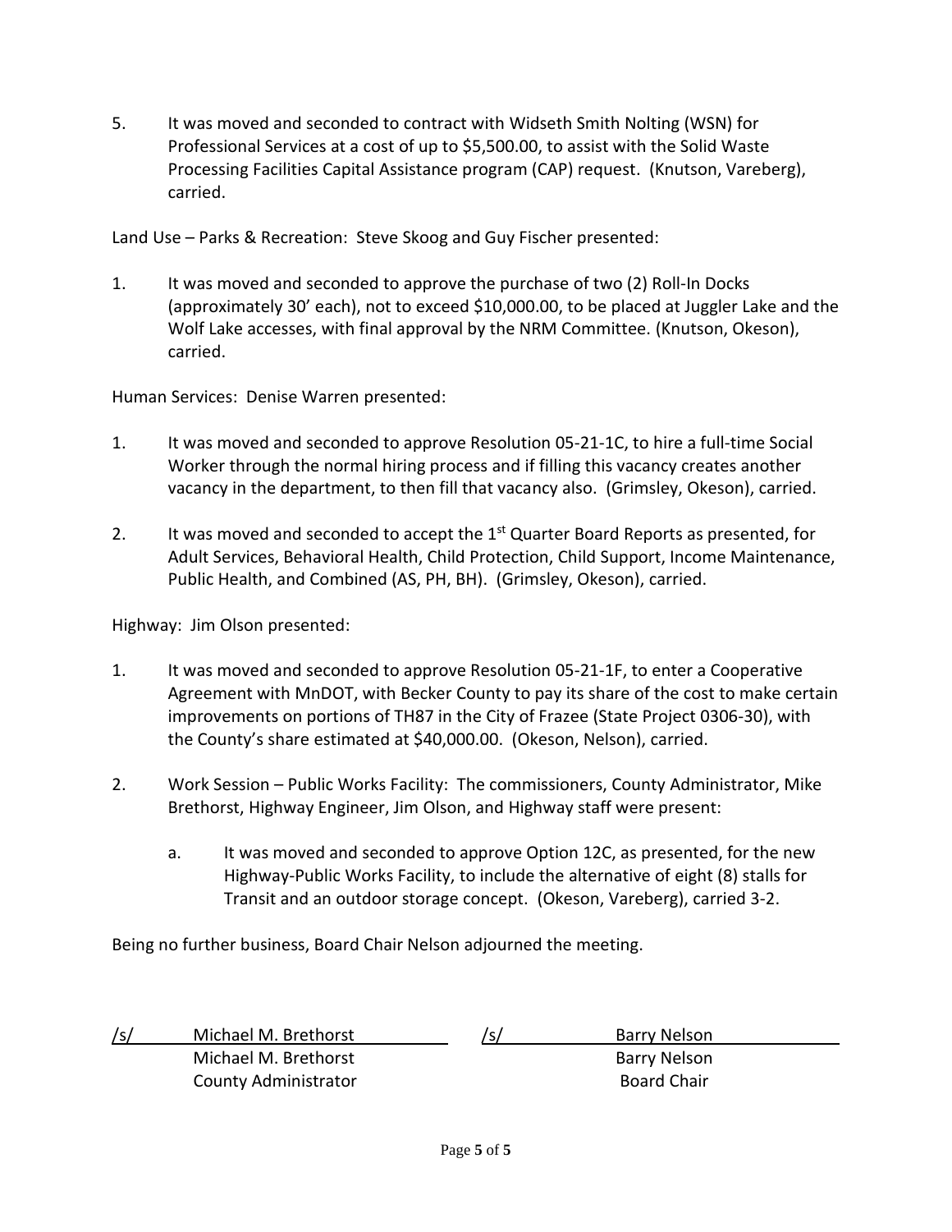5. It was moved and seconded to contract with Widseth Smith Nolting (WSN) for Professional Services at a cost of up to $5,500.00, to assist with the Solid Waste Processing Facilities Capital Assistance program (CAP) request. (Knutson, Vareberg), carried.

Land Use – Parks & Recreation: Steve Skoog and Guy Fischer presented:

1. It was moved and seconded to approve the purchase of two (2) Roll-In Docks (approximately 30' each), not to exceed $10,000.00, to be placed at Juggler Lake and the Wolf Lake accesses, with final approval by the NRM Committee. (Knutson, Okeson), carried.

Human Services: Denise Warren presented:

1. It was moved and seconded to approve Resolution 05-21-1C, to hire a full-time Social Worker through the normal hiring process and if filling this vacancy creates another vacancy in the department, to then fill that vacancy also. (Grimsley, Okeson), carried.

2. It was moved and seconded to accept the 1st Quarter Board Reports as presented, for Adult Services, Behavioral Health, Child Protection, Child Support, Income Maintenance, Public Health, and Combined (AS, PH, BH). (Grimsley, Okeson), carried.

Highway: Jim Olson presented:

1. It was moved and seconded to approve Resolution 05-21-1F, to enter a Cooperative Agreement with MnDOT, with Becker County to pay its share of the cost to make certain improvements on portions of TH87 in the City of Frazee (State Project 0306-30), with the County's share estimated at $40,000.00. (Okeson, Nelson), carried.

2. Work Session – Public Works Facility: The commissioners, County Administrator, Mike Brethorst, Highway Engineer, Jim Olson, and Highway staff were present:

   a. It was moved and seconded to approve Option 12C, as presented, for the new Highway-Public Works Facility, to include the alternative of eight (8) stalls for Transit and an outdoor storage concept. (Okeson, Vareberg), carried 3-2.

Being no further business, Board Chair Nelson adjourned the meeting.

/s/ Michael M. Brethorst
Michael M. Brethorst
County Administrator

/s/ Barry Nelson
Barry Nelson
Board Chair